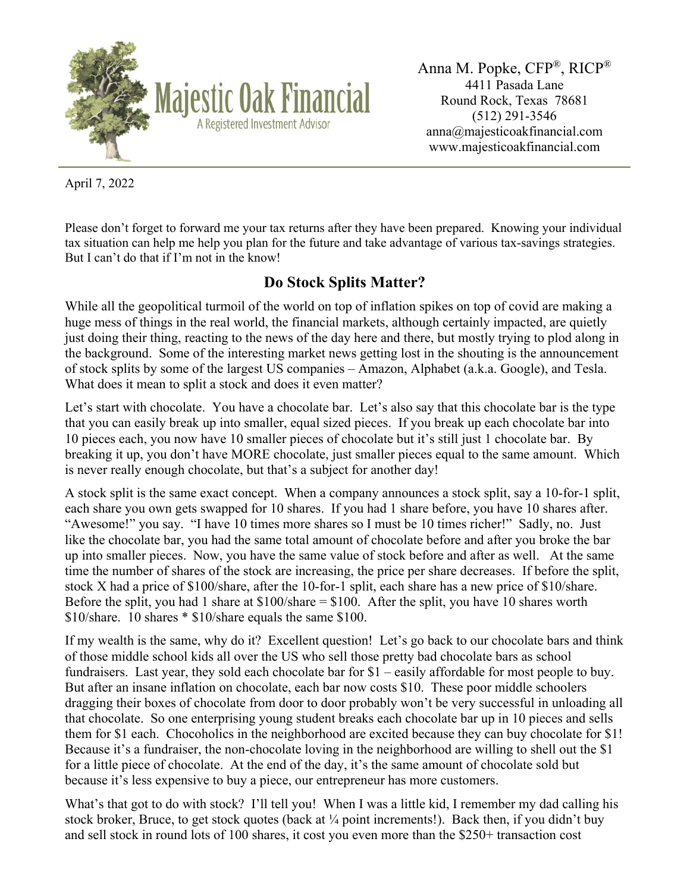Majestic Oak Financial
A Registered Investment Advisor

Anna M. Popke, CFP®, RICP®
4411 Pasada Lane
Round Rock, Texas 78681
(512) 291-3546
anna@majesticoakfinancial.com
www.majesticoakfinancial.com

April 7, 2022

Please don't forget to forward me your tax returns after they have been prepared. Knowing your individual tax situation can help me help you plan for the future and take advantage of various tax-savings strategies. But I can't do that if I'm not in the know!

## Do Stock Splits Matter?

While all the geopolitical turmoil of the world on top of inflation spikes on top of covid are making a huge mess of things in the real world, the financial markets, although certainly impacted, are quietly just doing their thing, reacting to the news of the day here and there, but mostly trying to plod along in the background. Some of the interesting market news getting lost in the shouting is the announcement of stock splits by some of the largest US companies – Amazon, Alphabet (a.k.a. Google), and Tesla. What does it mean to split a stock and does it even matter?

Let's start with chocolate. You have a chocolate bar. Let's also say that this chocolate bar is the type that you can easily break up into smaller, equal sized pieces. If you break up each chocolate bar into 10 pieces each, you now have 10 smaller pieces of chocolate but it's still just 1 chocolate bar. By breaking it up, you don't have MORE chocolate, just smaller pieces equal to the same amount. Which is never really enough chocolate, but that's a subject for another day!

A stock split is the same exact concept. When a company announces a stock split, say a 10-for-1 split, each share you own gets swapped for 10 shares. If you had 1 share before, you have 10 shares after. "Awesome!" you say. "I have 10 times more shares so I must be 10 times richer!" Sadly, no. Just like the chocolate bar, you had the same total amount of chocolate before and after you broke the bar up into smaller pieces. Now, you have the same value of stock before and after as well. At the same time the number of shares of the stock are increasing, the price per share decreases. If before the split, stock X had a price of $100/share, after the 10-for-1 split, each share has a new price of $10/share. Before the split, you had 1 share at $100/share = $100. After the split, you have 10 shares worth $10/share. 10 shares * $10/share equals the same $100.

If my wealth is the same, why do it? Excellent question! Let's go back to our chocolate bars and think of those middle school kids all over the US who sell those pretty bad chocolate bars as school fundraisers. Last year, they sold each chocolate bar for $1 – easily affordable for most people to buy. But after an insane inflation on chocolate, each bar now costs $10. These poor middle schoolers dragging their boxes of chocolate from door to door probably won't be very successful in unloading all that chocolate. So one enterprising young student breaks each chocolate bar up in 10 pieces and sells them for $1 each. Chocoholics in the neighborhood are excited because they can buy chocolate for $1! Because it's a fundraiser, the non-chocolate loving in the neighborhood are willing to shell out the $1 for a little piece of chocolate. At the end of the day, it's the same amount of chocolate sold but because it's less expensive to buy a piece, our entrepreneur has more customers.

What's that got to do with stock? I'll tell you! When I was a little kid, I remember my dad calling his stock broker, Bruce, to get stock quotes (back at ¼ point increments!). Back then, if you didn't buy and sell stock in round lots of 100 shares, it cost you even more than the $250+ transaction cost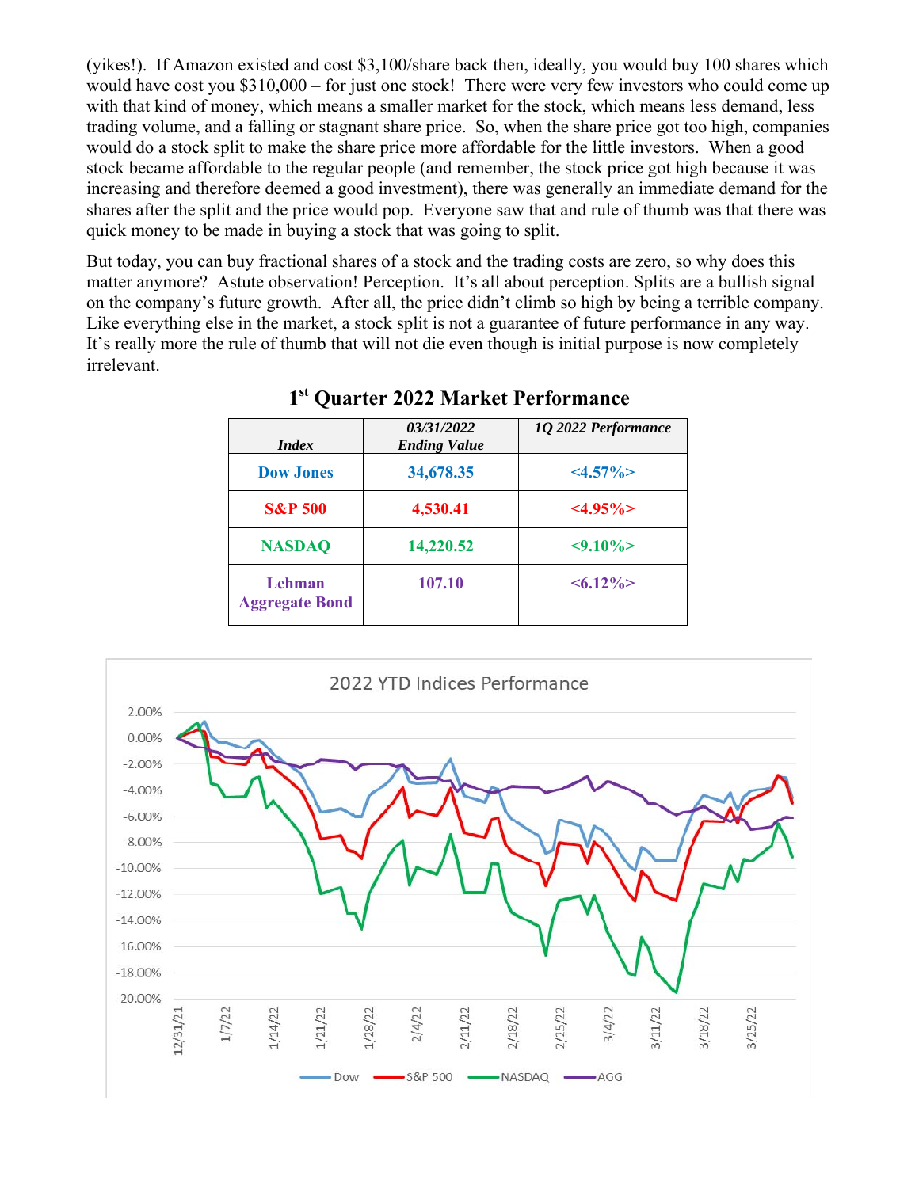(yikes!). If Amazon existed and cost $3,100/share back then, ideally, you would buy 100 shares which would have cost you $310,000 – for just one stock! There were very few investors who could come up with that kind of money, which means a smaller market for the stock, which means less demand, less trading volume, and a falling or stagnant share price. So, when the share price got too high, companies would do a stock split to make the share price more affordable for the little investors. When a good stock became affordable to the regular people (and remember, the stock price got high because it was increasing and therefore deemed a good investment), there was generally an immediate demand for the shares after the split and the price would pop. Everyone saw that and rule of thumb was that there was quick money to be made in buying a stock that was going to split.

But today, you can buy fractional shares of a stock and the trading costs are zero, so why does this matter anymore? Astute observation! Perception. It's all about perception. Splits are a bullish signal on the company's future growth. After all, the price didn't climb so high by being a terrible company. Like everything else in the market, a stock split is not a guarantee of future performance in any way. It's really more the rule of thumb that will not die even though is initial purpose is now completely irrelevant.

## 1st Quarter 2022 Market Performance

| *Index* | *03/31/2022 Ending Value* | *1Q 2022 Performance* |
|---|---|---|
| **Dow Jones** | **34,678.35** | **<4.57%>** |
| **S&P 500** | **4,530.41** | **<4.95%>** |
| **NASDAQ** | **14,220.52** | **<9.10%>** |
| **Lehman Aggregate Bond** | **107.10** | **<6.12%>** |

2022 YTD Indices Performance

(Chart: Dow, S&P 500, NASDAQ, AGG; y-axis 2.00% to -20.00%; x-axis 12/31/21 to 3/25/22)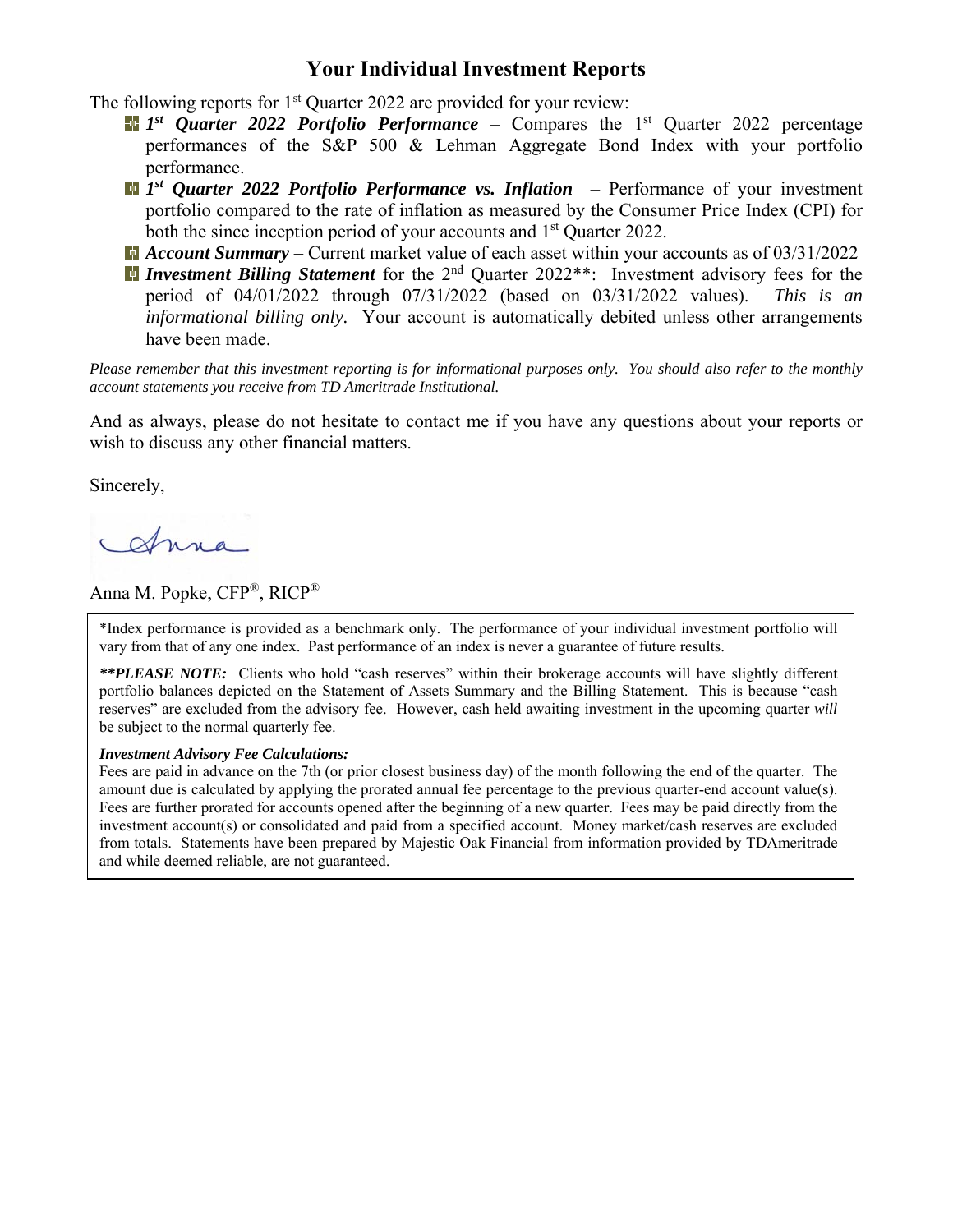# Your Individual Investment Reports

The following reports for 1st Quarter 2022 are provided for your review:

- ***1st Quarter 2022 Portfolio Performance*** – Compares the 1st Quarter 2022 percentage performances of the S&P 500 & Lehman Aggregate Bond Index with your portfolio performance.
- ***1st Quarter 2022 Portfolio Performance vs. Inflation*** – Performance of your investment portfolio compared to the rate of inflation as measured by the Consumer Price Index (CPI) for both the since inception period of your accounts and 1st Quarter 2022.
- ***Account Summary*** **–** Current market value of each asset within your accounts as of 03/31/2022
- ***Investment Billing Statement*** for the 2nd Quarter 2022**: Investment advisory fees for the period of 04/01/2022 through 07/31/2022 (based on 03/31/2022 values). *This is an informational billing only.* Your account is automatically debited unless other arrangements have been made.

*Please remember that this investment reporting is for informational purposes only. You should also refer to the monthly account statements you receive from TD Ameritrade Institutional.*

And as always, please do not hesitate to contact me if you have any questions about your reports or wish to discuss any other financial matters.

Sincerely,

Anna

Anna M. Popke, CFP®, RICP®

*Index performance is provided as a benchmark only. The performance of your individual investment portfolio will vary from that of any one index. Past performance of an index is never a guarantee of future results.

***\*\*PLEASE NOTE:*** Clients who hold "cash reserves" within their brokerage accounts will have slightly different portfolio balances depicted on the Statement of Assets Summary and the Billing Statement. This is because "cash reserves" are excluded from the advisory fee. However, cash held awaiting investment in the upcoming quarter *will* be subject to the normal quarterly fee.

***Investment Advisory Fee Calculations:***
Fees are paid in advance on the 7th (or prior closest business day) of the month following the end of the quarter. The amount due is calculated by applying the prorated annual fee percentage to the previous quarter-end account value(s). Fees are further prorated for accounts opened after the beginning of a new quarter. Fees may be paid directly from the investment account(s) or consolidated and paid from a specified account. Money market/cash reserves are excluded from totals. Statements have been prepared by Majestic Oak Financial from information provided by TDAmeritrade and while deemed reliable, are not guaranteed.